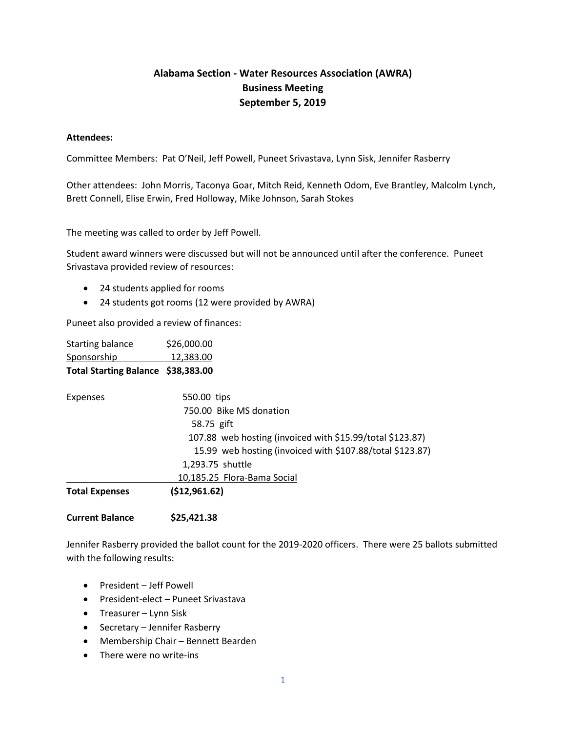# Alabama Section - Water Resources Association (AWRA)
## Business Meeting
## September 5, 2019

**Attendees:**

Committee Members: Pat O'Neil, Jeff Powell, Puneet Srivastava, Lynn Sisk, Jennifer Rasberry

Other attendees: John Morris, Taconya Goar, Mitch Reid, Kenneth Odom, Eve Brantley, Malcolm Lynch, Brett Connell, Elise Erwin, Fred Holloway, Mike Johnson, Sarah Stokes

The meeting was called to order by Jeff Powell.

Student award winners were discussed but will not be announced until after the conference. Puneet Srivastava provided review of resources:

- 24 students applied for rooms
- 24 students got rooms (12 were provided by AWRA)

Puneet also provided a review of finances:

| | |
|---|---|
| Starting balance | $26,000.00 |
| Sponsorship | 12,383.00 |
| **Total Starting Balance** | **$38,383.00** |

| | | |
|---|---|---|
| Expenses | 550.00 | tips |
| | 750.00 | Bike MS donation |
| | 58.75 | gift |
| | 107.88 | web hosting (invoiced with $15.99/total $123.87) |
| | 15.99 | web hosting (invoiced with $107.88/total $123.87) |
| | 1,293.75 | shuttle |
| | 10,185.25 | Flora-Bama Social |
| **Total Expenses** | **($12,961.62)** | |
| **Current Balance** | **$25,421.38** | |

Jennifer Rasberry provided the ballot count for the 2019-2020 officers. There were 25 ballots submitted with the following results:

- President – Jeff Powell
- President-elect – Puneet Srivastava
- Treasurer – Lynn Sisk
- Secretary – Jennifer Rasberry
- Membership Chair – Bennett Bearden
- There were no write-ins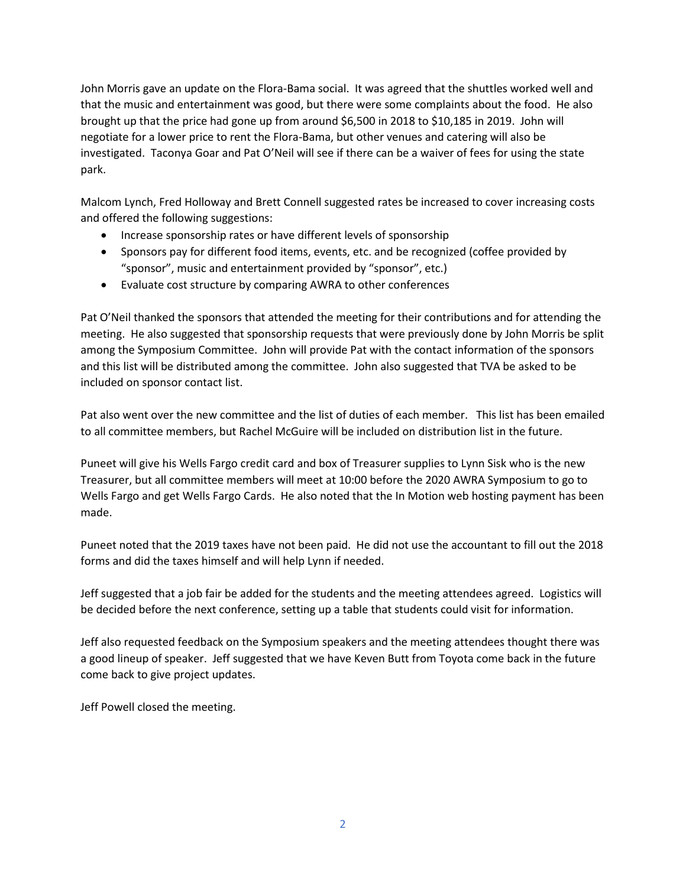John Morris gave an update on the Flora-Bama social. It was agreed that the shuttles worked well and that the music and entertainment was good, but there were some complaints about the food. He also brought up that the price had gone up from around $6,500 in 2018 to $10,185 in 2019. John will negotiate for a lower price to rent the Flora-Bama, but other venues and catering will also be investigated. Taconya Goar and Pat O'Neil will see if there can be a waiver of fees for using the state park.

Malcom Lynch, Fred Holloway and Brett Connell suggested rates be increased to cover increasing costs and offered the following suggestions:

- Increase sponsorship rates or have different levels of sponsorship
- Sponsors pay for different food items, events, etc. and be recognized (coffee provided by "sponsor", music and entertainment provided by "sponsor", etc.)
- Evaluate cost structure by comparing AWRA to other conferences

Pat O'Neil thanked the sponsors that attended the meeting for their contributions and for attending the meeting. He also suggested that sponsorship requests that were previously done by John Morris be split among the Symposium Committee. John will provide Pat with the contact information of the sponsors and this list will be distributed among the committee. John also suggested that TVA be asked to be included on sponsor contact list.

Pat also went over the new committee and the list of duties of each member. This list has been emailed to all committee members, but Rachel McGuire will be included on distribution list in the future.

Puneet will give his Wells Fargo credit card and box of Treasurer supplies to Lynn Sisk who is the new Treasurer, but all committee members will meet at 10:00 before the 2020 AWRA Symposium to go to Wells Fargo and get Wells Fargo Cards. He also noted that the In Motion web hosting payment has been made.

Puneet noted that the 2019 taxes have not been paid. He did not use the accountant to fill out the 2018 forms and did the taxes himself and will help Lynn if needed.

Jeff suggested that a job fair be added for the students and the meeting attendees agreed. Logistics will be decided before the next conference, setting up a table that students could visit for information.

Jeff also requested feedback on the Symposium speakers and the meeting attendees thought there was a good lineup of speaker. Jeff suggested that we have Keven Butt from Toyota come back in the future come back to give project updates.

Jeff Powell closed the meeting.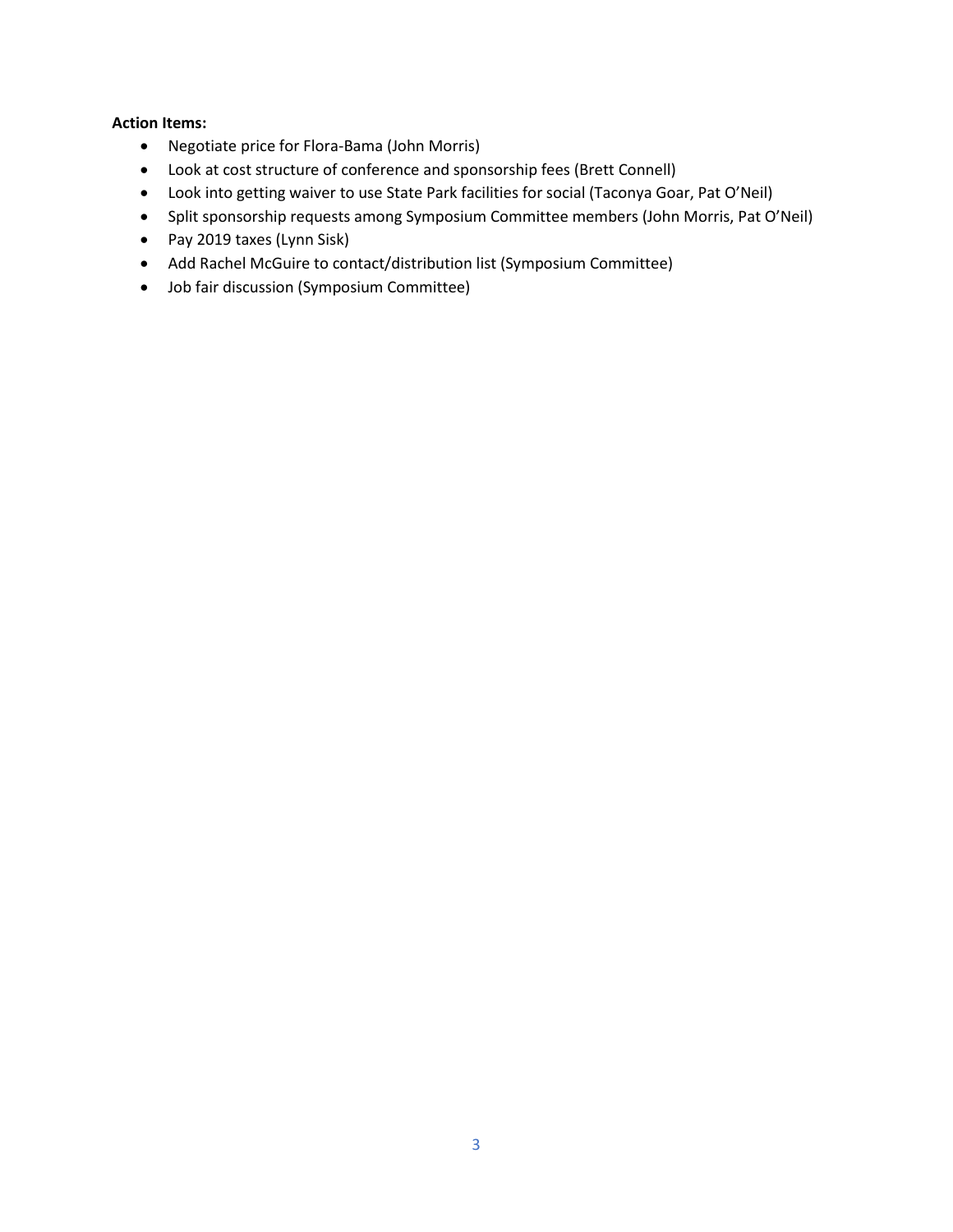**Action Items:**

- Negotiate price for Flora-Bama (John Morris)
- Look at cost structure of conference and sponsorship fees (Brett Connell)
- Look into getting waiver to use State Park facilities for social (Taconya Goar, Pat O'Neil)
- Split sponsorship requests among Symposium Committee members (John Morris, Pat O'Neil)
- Pay 2019 taxes (Lynn Sisk)
- Add Rachel McGuire to contact/distribution list (Symposium Committee)
- Job fair discussion (Symposium Committee)